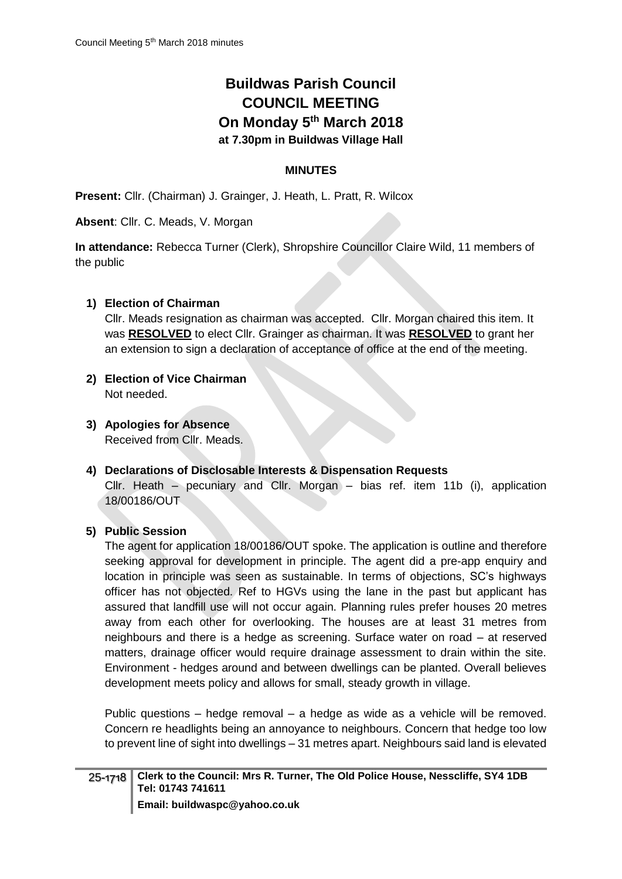# Buildwas Parish Council
# COUNCIL MEETING
# On Monday 5th March 2018
### at 7.30pm in Buildwas Village Hall

**MINUTES**

**Present:** Cllr. (Chairman) J. Grainger, J. Heath, L. Pratt, R. Wilcox

**Absent**: Cllr. C. Meads, V. Morgan

**In attendance:** Rebecca Turner (Clerk), Shropshire Councillor Claire Wild, 11 members of the public

1) **Election of Chairman**

   Cllr. Meads resignation as chairman was accepted. Cllr. Morgan chaired this item. It was **RESOLVED** to elect Cllr. Grainger as chairman. It was **RESOLVED** to grant her an extension to sign a declaration of acceptance of office at the end of the meeting.

2) **Election of Vice Chairman**

   Not needed.

3) **Apologies for Absence**

   Received from Cllr. Meads.

4) **Declarations of Disclosable Interests & Dispensation Requests**

   Cllr. Heath – pecuniary and Cllr. Morgan – bias ref. item 11b (i), application 18/00186/OUT

5) **Public Session**

   The agent for application 18/00186/OUT spoke. The application is outline and therefore seeking approval for development in principle. The agent did a pre-app enquiry and location in principle was seen as sustainable. In terms of objections, SC's highways officer has not objected. Ref to HGVs using the lane in the past but applicant has assured that landfill use will not occur again. Planning rules prefer houses 20 metres away from each other for overlooking. The houses are at least 31 metres from neighbours and there is a hedge as screening. Surface water on road – at reserved matters, drainage officer would require drainage assessment to drain within the site. Environment - hedges around and between dwellings can be planted. Overall believes development meets policy and allows for small, steady growth in village.

   Public questions – hedge removal – a hedge as wide as a vehicle will be removed. Concern re headlights being an annoyance to neighbours. Concern that hedge too low to prevent line of sight into dwellings – 31 metres apart. Neighbours said land is elevated

25-1718 **Clerk to the Council: Mrs R. Turner, The Old Police House, Nesscliffe, SY4 1DB Tel: 01743 741611**
**Email: buildwaspc@yahoo.co.uk**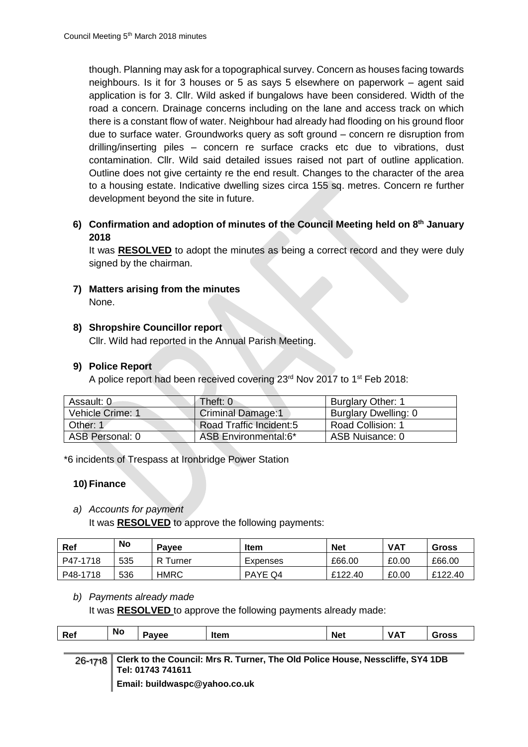though. Planning may ask for a topographical survey. Concern as houses facing towards neighbours. Is it for 3 houses or 5 as says 5 elsewhere on paperwork – agent said application is for 3. Cllr. Wild asked if bungalows have been considered. Width of the road a concern. Drainage concerns including on the lane and access track on which there is a constant flow of water. Neighbour had already had flooding on his ground floor due to surface water. Groundworks query as soft ground – concern re disruption from drilling/inserting piles – concern re surface cracks etc due to vibrations, dust contamination. Cllr. Wild said detailed issues raised not part of outline application. Outline does not give certainty re the end result. Changes to the character of the area to a housing estate. Indicative dwelling sizes circa 155 sq. metres. Concern re further development beyond the site in future.

**6) Confirmation and adoption of minutes of the Council Meeting held on 8th January 2018**

It was **RESOLVED** to adopt the minutes as being a correct record and they were duly signed by the chairman.

**7) Matters arising from the minutes**

None.

**8) Shropshire Councillor report**

Cllr. Wild had reported in the Annual Parish Meeting.

**9) Police Report**

A police report had been received covering 23rd Nov 2017 to 1st Feb 2018:

| Assault: 0 | Theft: 0 | Burglary Other: 1 |
|---|---|---|
| Vehicle Crime: 1 | Criminal Damage:1 | Burglary Dwelling: 0 |
| Other: 1 | Road Traffic Incident:5 | Road Collision: 1 |
| ASB Personal: 0 | ASB Environmental:6* | ASB Nuisance: 0 |

*6 incidents of Trespass at Ironbridge Power Station

**10) Finance**

*a) Accounts for payment*

It was **RESOLVED** to approve the following payments:

| Ref | No | Payee | Item | Net | VAT | Gross |
|---|---|---|---|---|---|---|
| P47-1718 | 535 | R Turner | Expenses | £66.00 | £0.00 | £66.00 |
| P48-1718 | 536 | HMRC | PAYE Q4 | £122.40 | £0.00 | £122.40 |

*b) Payments already made*

It was **RESOLVED** to approve the following payments already made:

| Ref | No | Payee | Item | Net | VAT | Gross |
|---|---|---|---|---|---|---|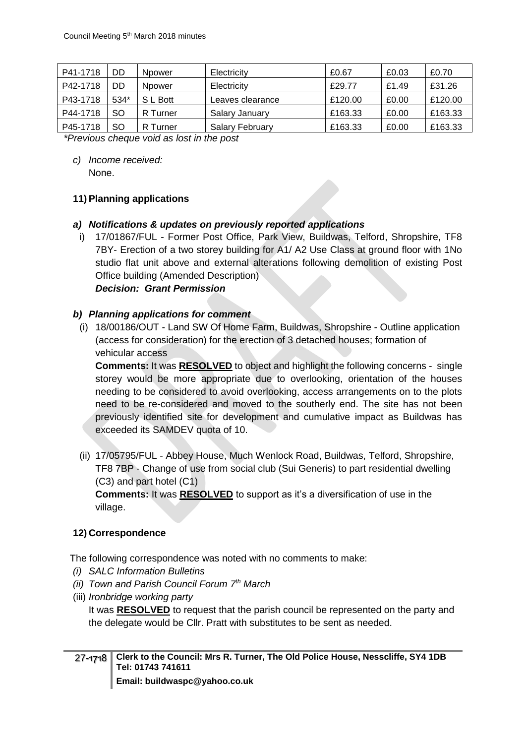| P41-1718 | DD | Npower | Electricity | £0.67 | £0.03 | £0.70 |
|---|---|---|---|---|---|---|
| P42-1718 | DD | Npower | Electricity | £29.77 | £1.49 | £31.26 |
| P43-1718 | 534* | S L Bott | Leaves clearance | £120.00 | £0.00 | £120.00 |
| P44-1718 | SO | R Turner | Salary January | £163.33 | £0.00 | £163.33 |
| P45-1718 | SO | R Turner | Salary February | £163.33 | £0.00 | £163.33 |

*\*Previous cheque void as lost in the post*

c) *Income received:*
None.

## 11) Planning applications

### a) *Notifications & updates on previously reported applications*

i) 17/01867/FUL - Former Post Office, Park View, Buildwas, Telford, Shropshire, TF8 7BY- Erection of a two storey building for A1/ A2 Use Class at ground floor with 1No studio flat unit above and external alterations following demolition of existing Post Office building (Amended Description)
***Decision: Grant Permission***

### b) *Planning applications for comment*

(i) 18/00186/OUT - Land SW Of Home Farm, Buildwas, Shropshire - Outline application (access for consideration) for the erection of 3 detached houses; formation of vehicular access
**Comments:** It was **RESOLVED** to object and highlight the following concerns - single storey would be more appropriate due to overlooking, orientation of the houses needing to be considered to avoid overlooking, access arrangements on to the plots need to be re-considered and moved to the southerly end. The site has not been previously identified site for development and cumulative impact as Buildwas has exceeded its SAMDEV quota of 10.

(ii) 17/05795/FUL - Abbey House, Much Wenlock Road, Buildwas, Telford, Shropshire, TF8 7BP - Change of use from social club (Sui Generis) to part residential dwelling (C3) and part hotel (C1)
**Comments:** It was **RESOLVED** to support as it's a diversification of use in the village.

## 12) Correspondence

The following correspondence was noted with no comments to make:

(i) *SALC Information Bulletins*
(ii) *Town and Parish Council Forum 7th March*
(iii) *Ironbridge working party*
It was **RESOLVED** to request that the parish council be represented on the party and the delegate would be Cllr. Pratt with substitutes to be sent as needed.

27-1718 **Clerk to the Council: Mrs R. Turner, The Old Police House, Nesscliffe, SY4 1DB Tel: 01743 741611**
**Email: buildwaspc@yahoo.co.uk**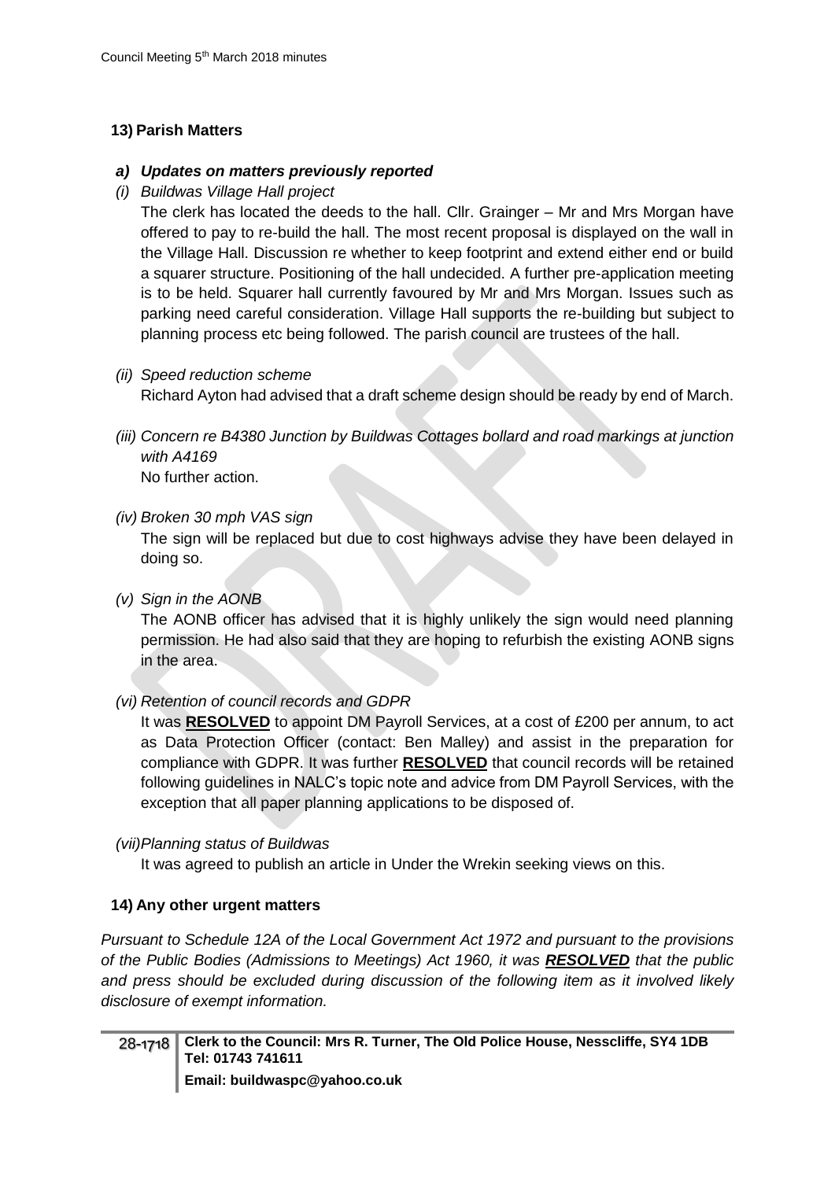## 13) Parish Matters

### *a) Updates on matters previously reported*

*(i) Buildwas Village Hall project*

The clerk has located the deeds to the hall. Cllr. Grainger – Mr and Mrs Morgan have offered to pay to re-build the hall. The most recent proposal is displayed on the wall in the Village Hall. Discussion re whether to keep footprint and extend either end or build a squarer structure. Positioning of the hall undecided. A further pre-application meeting is to be held. Squarer hall currently favoured by Mr and Mrs Morgan. Issues such as parking need careful consideration. Village Hall supports the re-building but subject to planning process etc being followed. The parish council are trustees of the hall.

*(ii) Speed reduction scheme*

Richard Ayton had advised that a draft scheme design should be ready by end of March.

*(iii) Concern re B4380 Junction by Buildwas Cottages bollard and road markings at junction with A4169*

No further action.

*(iv) Broken 30 mph VAS sign*

The sign will be replaced but due to cost highways advise they have been delayed in doing so.

*(v) Sign in the AONB*

The AONB officer has advised that it is highly unlikely the sign would need planning permission. He had also said that they are hoping to refurbish the existing AONB signs in the area.

*(vi) Retention of council records and GDPR*

It was **RESOLVED** to appoint DM Payroll Services, at a cost of £200 per annum, to act as Data Protection Officer (contact: Ben Malley) and assist in the preparation for compliance with GDPR. It was further **RESOLVED** that council records will be retained following guidelines in NALC's topic note and advice from DM Payroll Services, with the exception that all paper planning applications to be disposed of.

*(vii) Planning status of Buildwas*

It was agreed to publish an article in Under the Wrekin seeking views on this.

## 14) Any other urgent matters

*Pursuant to Schedule 12A of the Local Government Act 1972 and pursuant to the provisions of the Public Bodies (Admissions to Meetings) Act 1960, it was **RESOLVED** that the public and press should be excluded during discussion of the following item as it involved likely disclosure of exempt information.*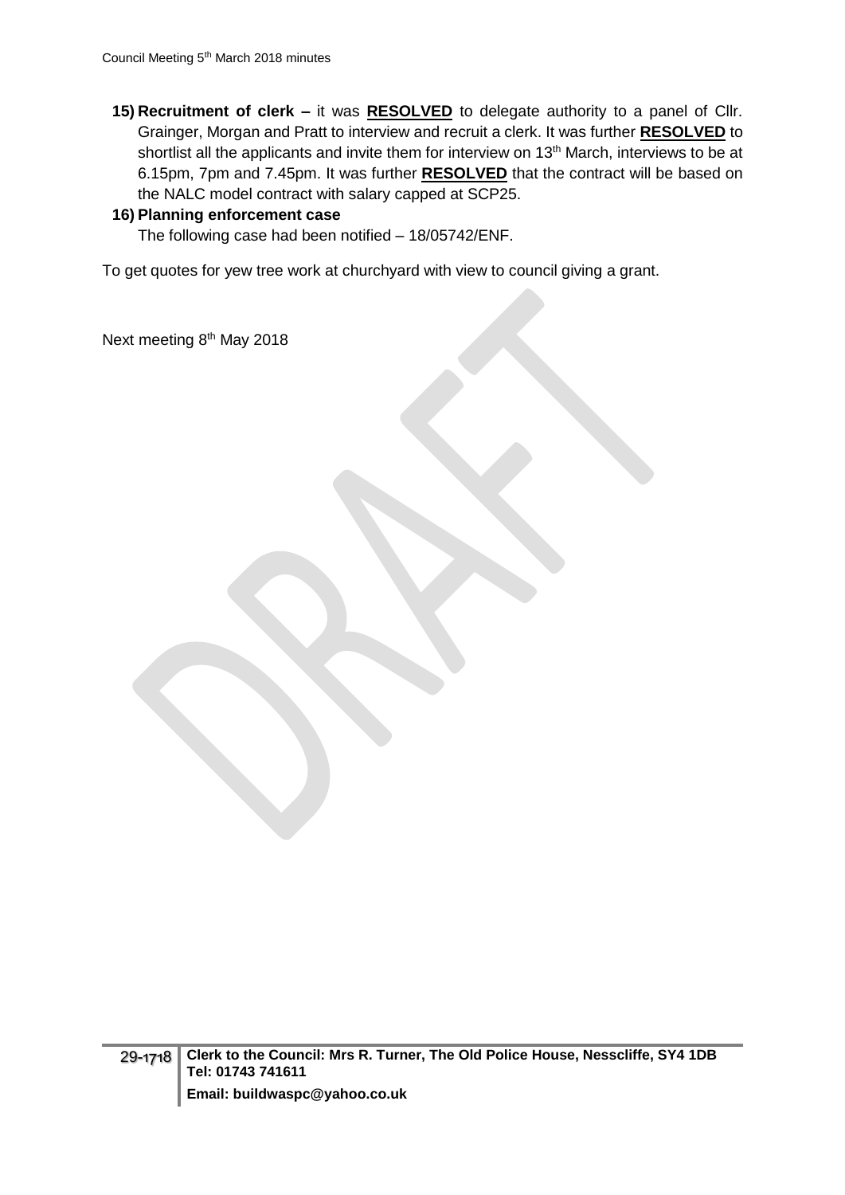15) **Recruitment of clerk –** it was **RESOLVED** to delegate authority to a panel of Cllr. Grainger, Morgan and Pratt to interview and recruit a clerk. It was further **RESOLVED** to shortlist all the applicants and invite them for interview on 13th March, interviews to be at 6.15pm, 7pm and 7.45pm. It was further **RESOLVED** that the contract will be based on the NALC model contract with salary capped at SCP25.

16) **Planning enforcement case**

The following case had been notified – 18/05742/ENF.

To get quotes for yew tree work at churchyard with view to council giving a grant.

Next meeting 8th May 2018

DRAFT

29-1718 **Clerk to the Council: Mrs R. Turner, The Old Police House, Nesscliffe, SY4 1DB**
**Tel: 01743 741611**
**Email: buildwaspc@yahoo.co.uk**